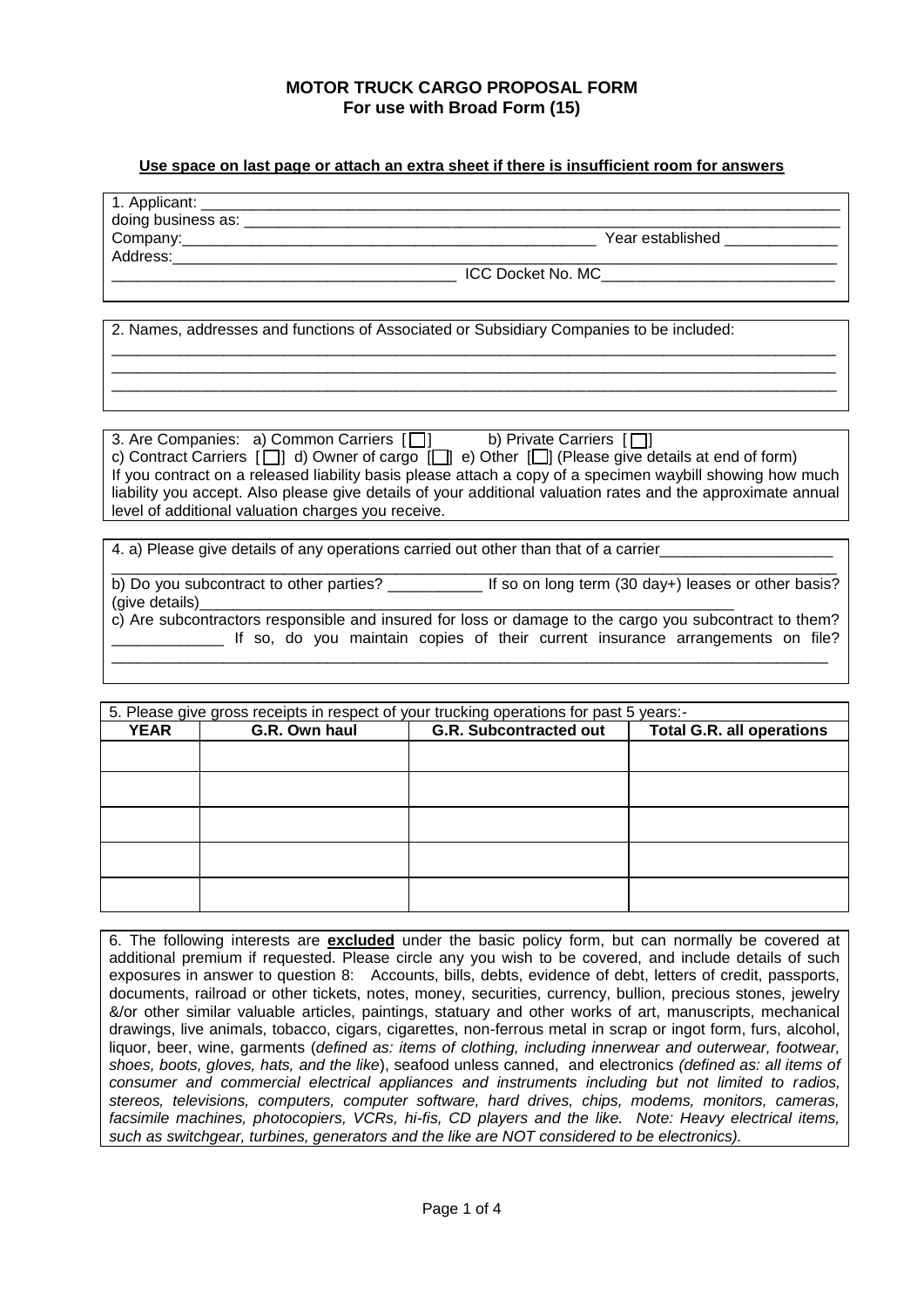# MOTOR TRUCK CARGO PROPOSAL FORM
## For use with Broad Form (15)

**Use space on last page or attach an extra sheet if there is insufficient room for answers**

1. Applicant: ______________________________________________
doing business as: ______________________________________________
Company:______________________________________________ Year established _____________
Address:______________________________________________
______________________________________________ ICC Docket No. MC___________________________

2. Names, addresses and functions of Associated or Subsidiary Companies to be included:
______________________________________________
______________________________________________
______________________________________________

3. Are Companies: a) Common Carriers [ ] b) Private Carriers [ ]
c) Contract Carriers [ ] d) Owner of cargo [ ] e) Other [ ] (Please give details at end of form)
If you contract on a released liability basis please attach a copy of a specimen waybill showing how much liability you accept. Also please give details of your additional valuation rates and the approximate annual level of additional valuation charges you receive.

4. a) Please give details of any operations carried out other than that of a carrier____________________
______________________________________________
b) Do you subcontract to other parties? ___________ If so on long term (30 day+) leases or other basis? (give details)______________________________________________
c) Are subcontractors responsible and insured for loss or damage to the cargo you subcontract to them? _____________ If so, do you maintain copies of their current insurance arrangements on file?
______________________________________________

5. Please give gross receipts in respect of your trucking operations for past 5 years:-

| YEAR | G.R. Own haul | G.R. Subcontracted out | Total G.R. all operations |
|---|---|---|---|
| | | | |
| | | | |
| | | | |
| | | | |
| | | | |

6. The following interests are **excluded** under the basic policy form, but can normally be covered at additional premium if requested. Please circle any you wish to be covered, and include details of such exposures in answer to question 8: Accounts, bills, debts, evidence of debt, letters of credit, passports, documents, railroad or other tickets, notes, money, securities, currency, bullion, precious stones, jewelry &/or other similar valuable articles, paintings, statuary and other works of art, manuscripts, mechanical drawings, live animals, tobacco, cigars, cigarettes, non-ferrous metal in scrap or ingot form, furs, alcohol, liquor, beer, wine, garments (*defined as: items of clothing, including innerwear and outerwear, footwear, shoes, boots, gloves, hats, and the like*), seafood unless canned, and electronics *(defined as: all items of consumer and commercial electrical appliances and instruments including but not limited to radios, stereos, televisions, computers, computer software, hard drives, chips, modems, monitors, cameras, facsimile machines, photocopiers, VCRs, hi-fis, CD players and the like. Note: Heavy electrical items, such as switchgear, turbines, generators and the like are NOT considered to be electronics).*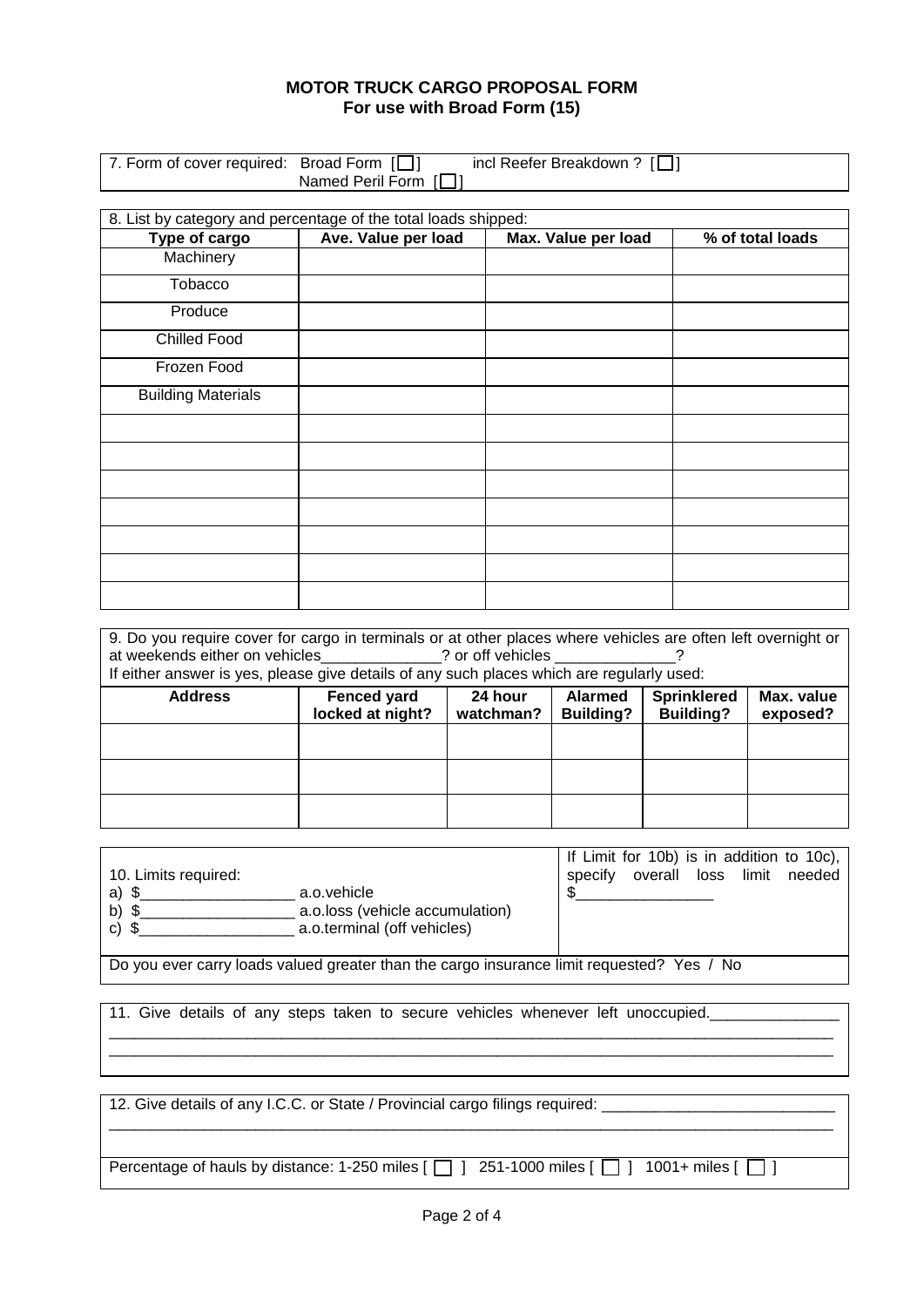# MOTOR TRUCK CARGO PROPOSAL FORM

## For use with Broad Form (15)

7. Form of cover required: Broad Form [ ] incl Reefer Breakdown ? [ ]
Named Peril Form [ ]

8. List by category and percentage of the total loads shipped:

| Type of cargo | Ave. Value per load | Max. Value per load | % of total loads |
|---|---|---|---|
| Machinery | | | |
| Tobacco | | | |
| Produce | | | |
| Chilled Food | | | |
| Frozen Food | | | |
| Building Materials | | | |
| | | | |
| | | | |
| | | | |
| | | | |
| | | | |
| | | | |
| | | | |

9. Do you require cover for cargo in terminals or at other places where vehicles are often left overnight or at weekends either on vehicles______________? or off vehicles ______________?
If either answer is yes, please give details of any such places which are regularly used:

| Address | Fenced yard locked at night? | 24 hour watchman? | Alarmed Building? | Sprinklered Building? | Max. value exposed? |
|---|---|---|---|---|---|
| | | | | | |
| | | | | | |
| | | | | | |

10. Limits required:
a) $__________________ a.o.vehicle
b) $__________________ a.o.loss (vehicle accumulation)
c) $__________________ a.o.terminal (off vehicles)

If Limit for 10b) is in addition to 10c), specify overall loss limit needed $________________

Do you ever carry loads valued greater than the cargo insurance limit requested? Yes / No

11. Give details of any steps taken to secure vehicles whenever left unoccupied._______________
______________________________________________________________________________________
______________________________________________________________________________________

12. Give details of any I.C.C. or State / Provincial cargo filings required: ___________________________
______________________________________________________________________________________

Percentage of hauls by distance: 1-250 miles [ ] 251-1000 miles [ ] 1001+ miles [ ]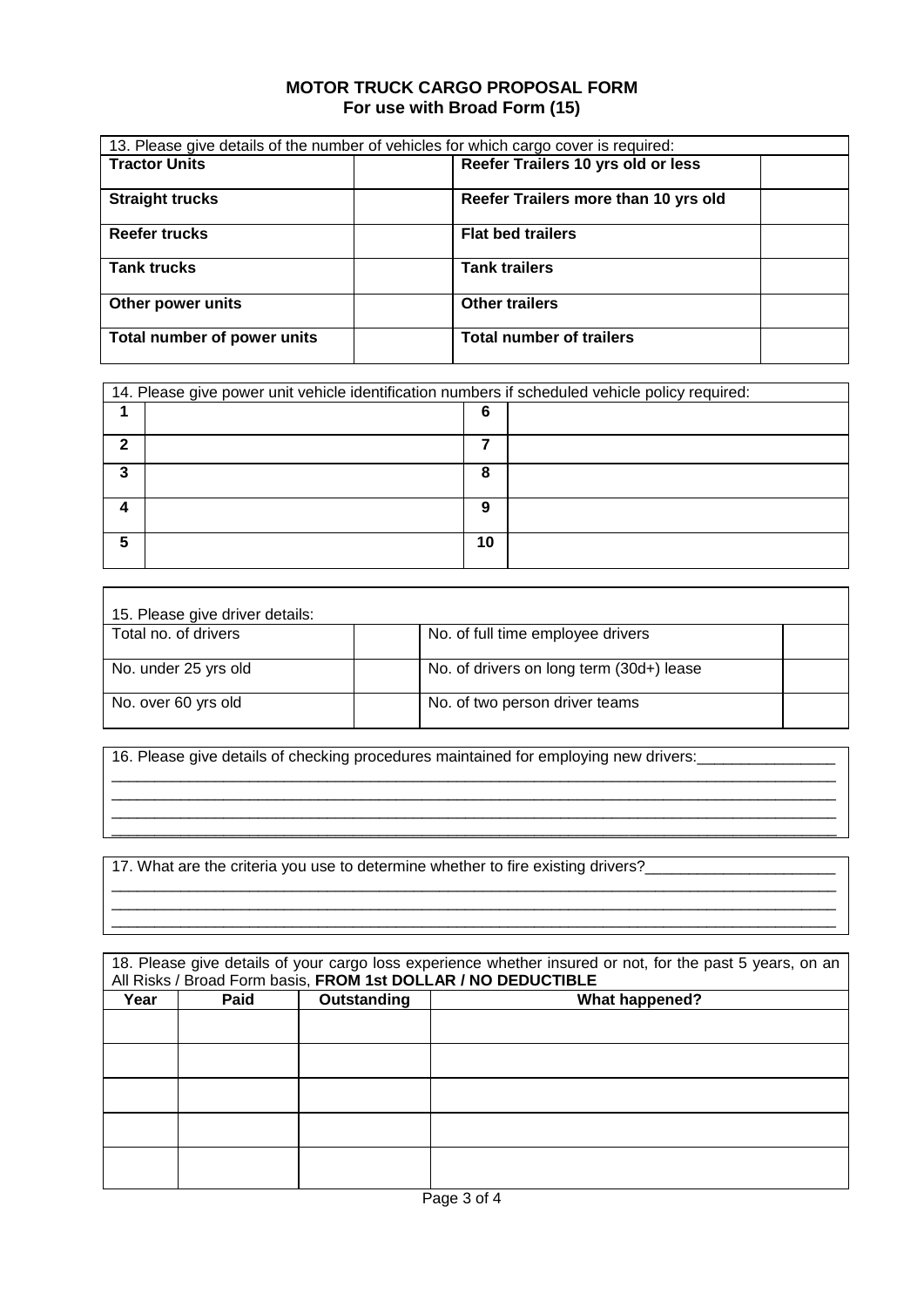**MOTOR TRUCK CARGO PROPOSAL FORM**
**For use with Broad Form (15)**

| 13. Please give details of the number of vehicles for which cargo cover is required: | | | |
|---|---|---|---|
| **Tractor Units** | | **Reefer Trailers 10 yrs old or less** | |
| **Straight trucks** | | **Reefer Trailers more than 10 yrs old** | |
| **Reefer trucks** | | **Flat bed trailers** | |
| **Tank trucks** | | **Tank trailers** | |
| **Other power units** | | **Other trailers** | |
| **Total number of power units** | | **Total number of trailers** | |

| 14. Please give power unit vehicle identification numbers if scheduled vehicle policy required: | | | |
|---|---|---|---|
| **1** | | **6** | |
| **2** | | **7** | |
| **3** | | **8** | |
| **4** | | **9** | |
| **5** | | **10** | |

| 15. Please give driver details: | | | |
|---|---|---|---|
| Total no. of drivers | | No. of full time employee drivers | |
| No. under 25 yrs old | | No. of drivers on long term (30d+) lease | |
| No. over 60 yrs old | | No. of two person driver teams | |

16. Please give details of checking procedures maintained for employing new drivers:_______________
_____________________________________________________________________________________
_____________________________________________________________________________________
_____________________________________________________________________________________
_____________________________________________________________________________________

17. What are the criteria you use to determine whether to fire existing drivers?_____________________
_____________________________________________________________________________________
_____________________________________________________________________________________
_____________________________________________________________________________________

18. Please give details of your cargo loss experience whether insured or not, for the past 5 years, on an All Risks / Broad Form basis, **FROM 1st DOLLAR / NO DEDUCTIBLE**

| Year | Paid | Outstanding | What happened? |
|---|---|---|---|
| | | | |
| | | | |
| | | | |
| | | | |
| | | | |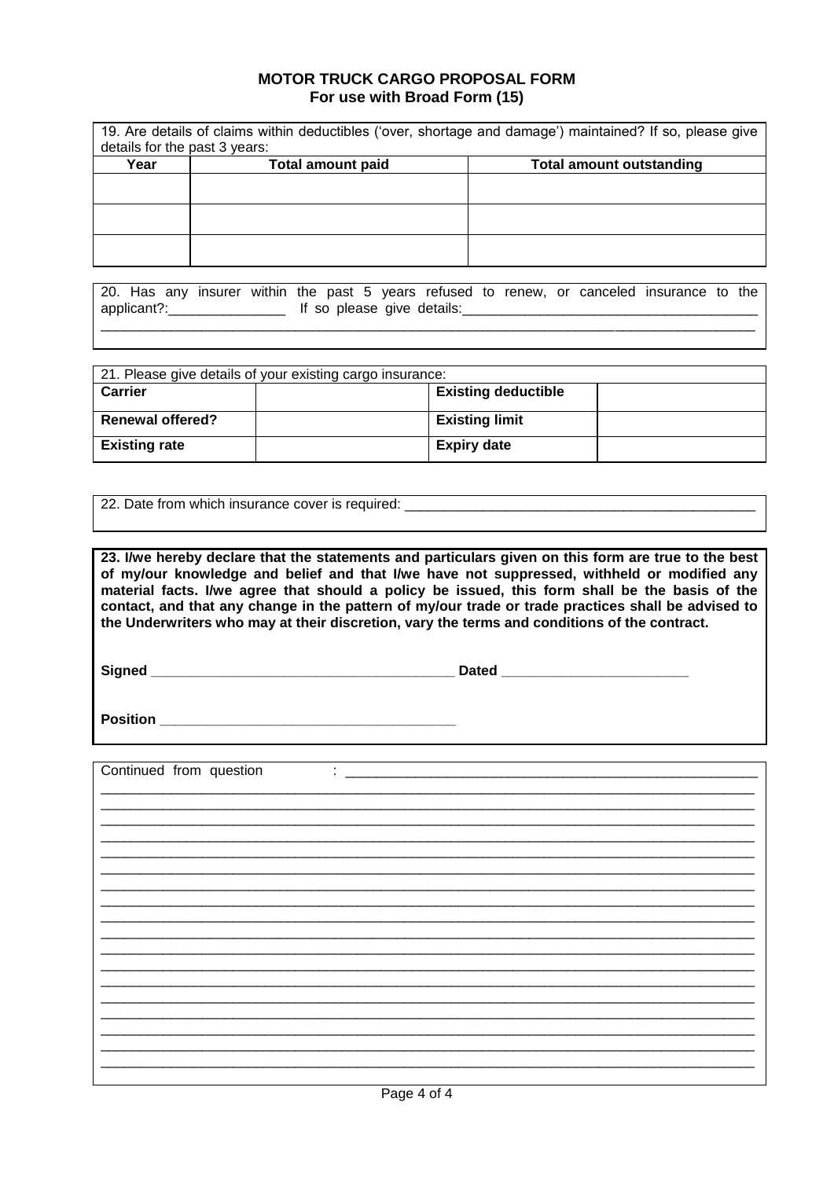**MOTOR TRUCK CARGO PROPOSAL FORM**
**For use with Broad Form (15)**

19. Are details of claims within deductibles ('over, shortage and damage') maintained? If so, please give details for the past 3 years:

| Year | Total amount paid | Total amount outstanding |
|---|---|---|
| | | |
| | | |
| | | |

20. Has any insurer within the past 5 years refused to renew, or canceled insurance to the applicant?:_______________ If so please give details:_____________________________________

_____________________________________________________________________________________

21. Please give details of your existing cargo insurance:

| | | | |
|---|---|---|---|
| **Carrier** | | **Existing deductible** | |
| **Renewal offered?** | | **Existing limit** | |
| **Existing rate** | | **Expiry date** | |

22. Date from which insurance cover is required: _______________________________________________

**23. I/we hereby declare that the statements and particulars given on this form are true to the best of my/our knowledge and belief and that I/we have not suppressed, withheld or modified any material facts. I/we agree that should a policy be issued, this form shall be the basis of the contact, and that any change in the pattern of my/our trade or trade practices shall be advised to the Underwriters who may at their discretion, vary the terms and conditions of the contract.**

**Signed** _______________________________________ **Dated** ________________________

**Position** ______________________________________

Continued from question : _______________________________________________________

_____________________________________________________________________________________
_____________________________________________________________________________________
_____________________________________________________________________________________
_____________________________________________________________________________________
_____________________________________________________________________________________
_____________________________________________________________________________________
_____________________________________________________________________________________
_____________________________________________________________________________________
_____________________________________________________________________________________
_____________________________________________________________________________________
_____________________________________________________________________________________
_____________________________________________________________________________________
_____________________________________________________________________________________
_____________________________________________________________________________________
_____________________________________________________________________________________
_____________________________________________________________________________________
_____________________________________________________________________________________
_____________________________________________________________________________________